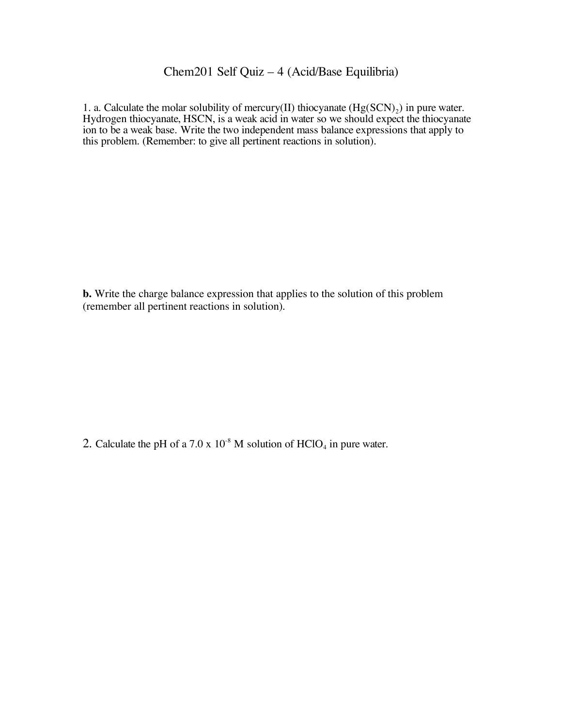# Chem201 Self Quiz – 4 (Acid/Base Equilibria)

1. a. Calculate the molar solubility of mercury(II) thiocyanate ($Hg(SCN)_2$) in pure water. Hydrogen thiocyanate, HSCN, is a weak acid in water so we should expect the thiocyanate ion to be a weak base. Write the two independent mass balance expressions that apply to this problem. (Remember: to give all pertinent reactions in solution).

**b.** Write the charge balance expression that applies to the solution of this problem (remember all pertinent reactions in solution).

2. Calculate the pH of a $7.0 \times 10^{-8}$ M solution of $HClO_4$ in pure water.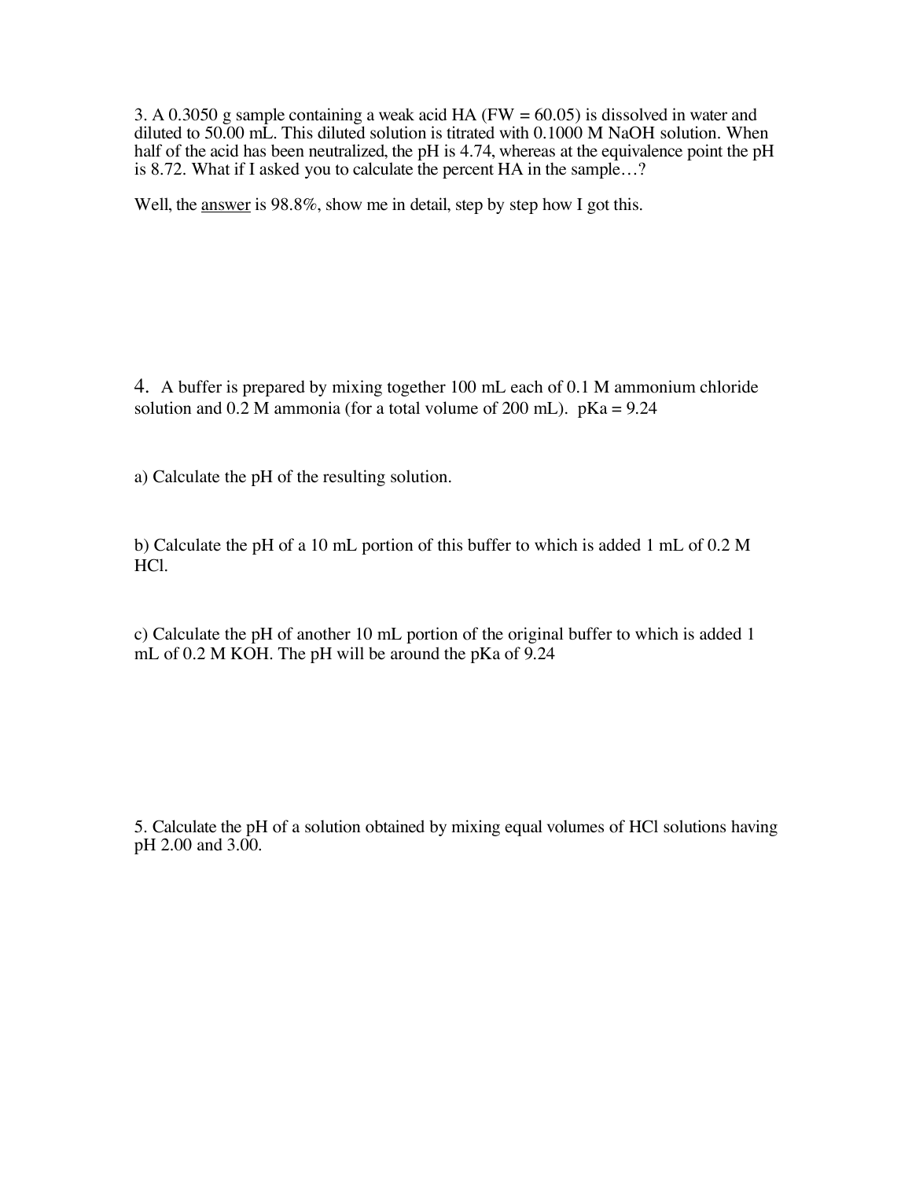3. A 0.3050 g sample containing a weak acid HA (FW = 60.05) is dissolved in water and diluted to 50.00 mL. This diluted solution is titrated with 0.1000 M NaOH solution. When half of the acid has been neutralized, the pH is 4.74, whereas at the equivalence point the pH is 8.72. What if I asked you to calculate the percent HA in the sample…?

Well, the <u>answer</u> is 98.8%, show me in detail, step by step how I got this.

4. A buffer is prepared by mixing together 100 mL each of 0.1 M ammonium chloride solution and 0.2 M ammonia (for a total volume of 200 mL). pKa = 9.24

a) Calculate the pH of the resulting solution.

b) Calculate the pH of a 10 mL portion of this buffer to which is added 1 mL of 0.2 M HCl.

c) Calculate the pH of another 10 mL portion of the original buffer to which is added 1 mL of 0.2 M KOH. The pH will be around the pKa of 9.24

5. Calculate the pH of a solution obtained by mixing equal volumes of HCl solutions having pH 2.00 and 3.00.